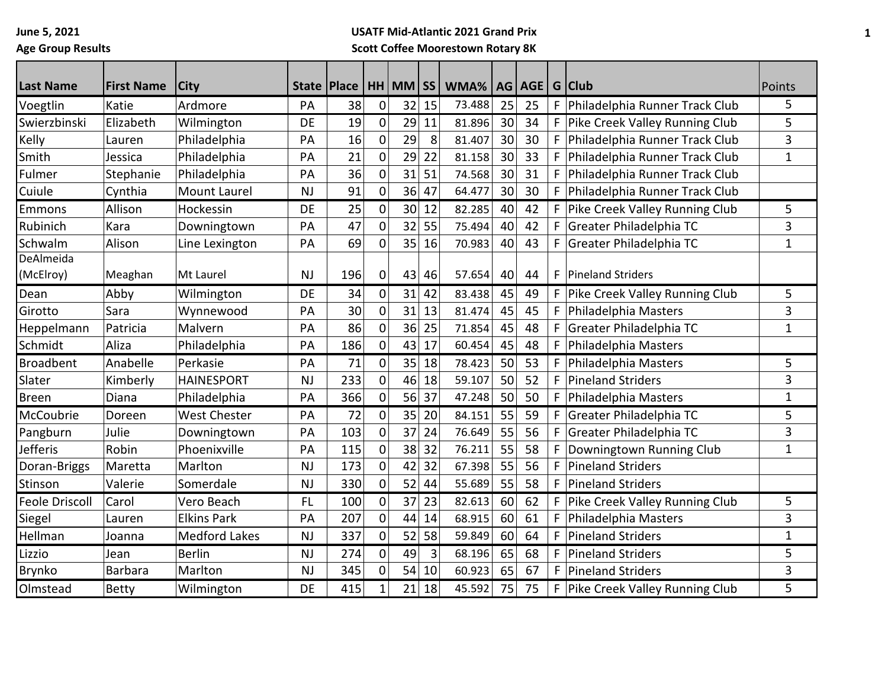**June 5, 2021**
**Age Group Results**

**USATF Mid-Atlantic 2021 Grand Prix**
**Scott Coffee Moorestown Rotary 8K**

| Last Name | First Name | City | State | Place | HH | MM | SS | WMA% | AG | AGE | G | Club | Points |
|---|---|---|---|---|---|---|---|---|---|---|---|---|---|
| Voegtlin | Katie | Ardmore | PA | 38 | 0 | 32 | 15 | 73.488 | 25 | 25 | F | Philadelphia Runner Track Club | 5 |
| Swierzbinski | Elizabeth | Wilmington | DE | 19 | 0 | 29 | 11 | 81.896 | 30 | 34 | F | Pike Creek Valley Running Club | 5 |
| Kelly | Lauren | Philadelphia | PA | 16 | 0 | 29 | 8 | 81.407 | 30 | 30 | F | Philadelphia Runner Track Club | 3 |
| Smith | Jessica | Philadelphia | PA | 21 | 0 | 29 | 22 | 81.158 | 30 | 33 | F | Philadelphia Runner Track Club | 1 |
| Fulmer | Stephanie | Philadelphia | PA | 36 | 0 | 31 | 51 | 74.568 | 30 | 31 | F | Philadelphia Runner Track Club | |
| Cuiule | Cynthia | Mount Laurel | NJ | 91 | 0 | 36 | 47 | 64.477 | 30 | 30 | F | Philadelphia Runner Track Club | |
| Emmons | Allison | Hockessin | DE | 25 | 0 | 30 | 12 | 82.285 | 40 | 42 | F | Pike Creek Valley Running Club | 5 |
| Rubinich | Kara | Downingtown | PA | 47 | 0 | 32 | 55 | 75.494 | 40 | 42 | F | Greater Philadelphia TC | 3 |
| Schwalm | Alison | Line Lexington | PA | 69 | 0 | 35 | 16 | 70.983 | 40 | 43 | F | Greater Philadelphia TC | 1 |
| DeAlmeida (McElroy) | Meaghan | Mt Laurel | NJ | 196 | 0 | 43 | 46 | 57.654 | 40 | 44 | F | Pineland Striders | |
| Dean | Abby | Wilmington | DE | 34 | 0 | 31 | 42 | 83.438 | 45 | 49 | F | Pike Creek Valley Running Club | 5 |
| Girotto | Sara | Wynnewood | PA | 30 | 0 | 31 | 13 | 81.474 | 45 | 45 | F | Philadelphia Masters | 3 |
| Heppelmann | Patricia | Malvern | PA | 86 | 0 | 36 | 25 | 71.854 | 45 | 48 | F | Greater Philadelphia TC | 1 |
| Schmidt | Aliza | Philadelphia | PA | 186 | 0 | 43 | 17 | 60.454 | 45 | 48 | F | Philadelphia Masters | |
| Broadbent | Anabelle | Perkasie | PA | 71 | 0 | 35 | 18 | 78.423 | 50 | 53 | F | Philadelphia Masters | 5 |
| Slater | Kimberly | HAINESPORT | NJ | 233 | 0 | 46 | 18 | 59.107 | 50 | 52 | F | Pineland Striders | 3 |
| Breen | Diana | Philadelphia | PA | 366 | 0 | 56 | 37 | 47.248 | 50 | 50 | F | Philadelphia Masters | 1 |
| McCoubrie | Doreen | West Chester | PA | 72 | 0 | 35 | 20 | 84.151 | 55 | 59 | F | Greater Philadelphia TC | 5 |
| Pangburn | Julie | Downingtown | PA | 103 | 0 | 37 | 24 | 76.649 | 55 | 56 | F | Greater Philadelphia TC | 3 |
| Jefferis | Robin | Phoenixville | PA | 115 | 0 | 38 | 32 | 76.211 | 55 | 58 | F | Downingtown Running Club | 1 |
| Doran-Briggs | Maretta | Marlton | NJ | 173 | 0 | 42 | 32 | 67.398 | 55 | 56 | F | Pineland Striders | |
| Stinson | Valerie | Somerdale | NJ | 330 | 0 | 52 | 44 | 55.689 | 55 | 58 | F | Pineland Striders | |
| Feole Driscoll | Carol | Vero Beach | FL | 100 | 0 | 37 | 23 | 82.613 | 60 | 62 | F | Pike Creek Valley Running Club | 5 |
| Siegel | Lauren | Elkins Park | PA | 207 | 0 | 44 | 14 | 68.915 | 60 | 61 | F | Philadelphia Masters | 3 |
| Hellman | Joanna | Medford Lakes | NJ | 337 | 0 | 52 | 58 | 59.849 | 60 | 64 | F | Pineland Striders | 1 |
| Lizzio | Jean | Berlin | NJ | 274 | 0 | 49 | 3 | 68.196 | 65 | 68 | F | Pineland Striders | 5 |
| Brynko | Barbara | Marlton | NJ | 345 | 0 | 54 | 10 | 60.923 | 65 | 67 | F | Pineland Striders | 3 |
| Olmstead | Betty | Wilmington | DE | 415 | 1 | 21 | 18 | 45.592 | 75 | 75 | F | Pike Creek Valley Running Club | 5 |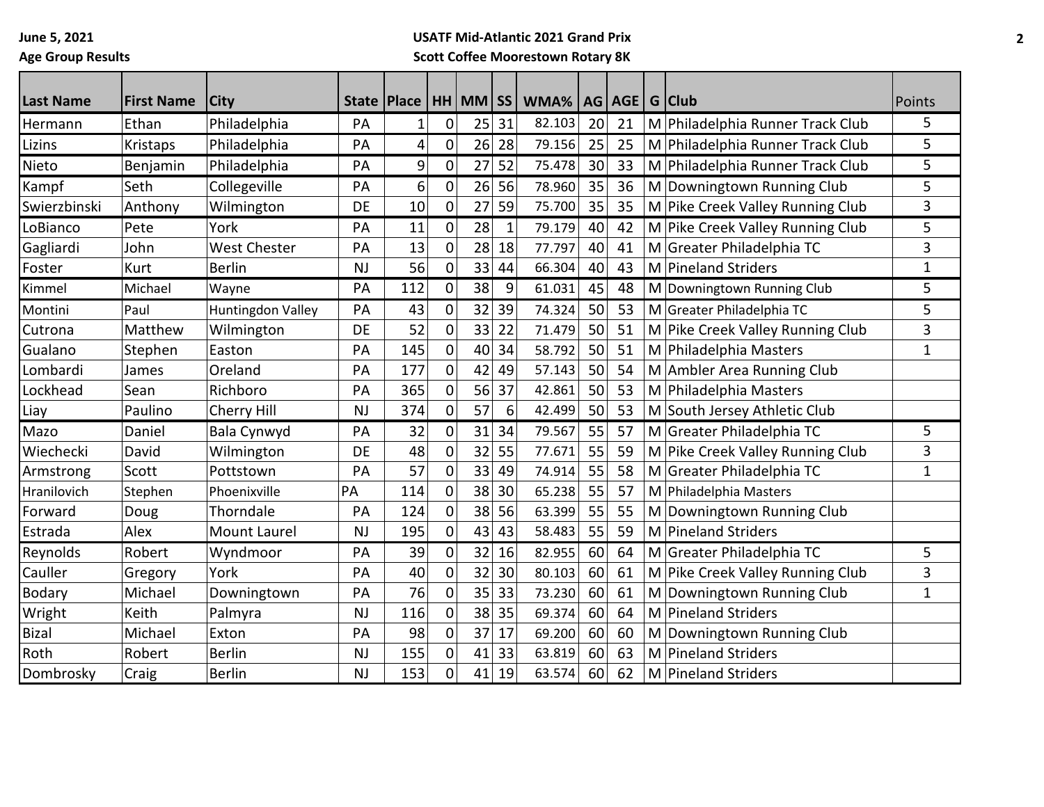June 5, 2021
Age Group Results

**USATF Mid-Atlantic 2021 Grand Prix**
**Scott Coffee Moorestown Rotary 8K**

| Last Name | First Name | City | State | Place | HH | MM | SS | WMA% | AG | AGE | G | Club | Points |
|---|---|---|---|---|---|---|---|---|---|---|---|---|---|
| Hermann | Ethan | Philadelphia | PA | 1 | 0 | 25 | 31 | 82.103 | 20 | 21 | M | Philadelphia Runner Track Club | 5 |
| Lizins | Kristaps | Philadelphia | PA | 4 | 0 | 26 | 28 | 79.156 | 25 | 25 | M | Philadelphia Runner Track Club | 5 |
| Nieto | Benjamin | Philadelphia | PA | 9 | 0 | 27 | 52 | 75.478 | 30 | 33 | M | Philadelphia Runner Track Club | 5 |
| Kampf | Seth | Collegeville | PA | 6 | 0 | 26 | 56 | 78.960 | 35 | 36 | M | Downingtown Running Club | 5 |
| Swierzbinski | Anthony | Wilmington | DE | 10 | 0 | 27 | 59 | 75.700 | 35 | 35 | M | Pike Creek Valley Running Club | 3 |
| LoBianco | Pete | York | PA | 11 | 0 | 28 | 1 | 79.179 | 40 | 42 | M | Pike Creek Valley Running Club | 5 |
| Gagliardi | John | West Chester | PA | 13 | 0 | 28 | 18 | 77.797 | 40 | 41 | M | Greater Philadelphia TC | 3 |
| Foster | Kurt | Berlin | NJ | 56 | 0 | 33 | 44 | 66.304 | 40 | 43 | M | Pineland Striders | 1 |
| Kimmel | Michael | Wayne | PA | 112 | 0 | 38 | 9 | 61.031 | 45 | 48 | M | Downingtown Running Club | 5 |
| Montini | Paul | Huntingdon Valley | PA | 43 | 0 | 32 | 39 | 74.324 | 50 | 53 | M | Greater Philadelphia TC | 5 |
| Cutrona | Matthew | Wilmington | DE | 52 | 0 | 33 | 22 | 71.479 | 50 | 51 | M | Pike Creek Valley Running Club | 3 |
| Gualano | Stephen | Easton | PA | 145 | 0 | 40 | 34 | 58.792 | 50 | 51 | M | Philadelphia Masters | 1 |
| Lombardi | James | Oreland | PA | 177 | 0 | 42 | 49 | 57.143 | 50 | 54 | M | Ambler Area Running Club | |
| Lockhead | Sean | Richboro | PA | 365 | 0 | 56 | 37 | 42.861 | 50 | 53 | M | Philadelphia Masters | |
| Liay | Paulino | Cherry Hill | NJ | 374 | 0 | 57 | 6 | 42.499 | 50 | 53 | M | South Jersey Athletic Club | |
| Mazo | Daniel | Bala Cynwyd | PA | 32 | 0 | 31 | 34 | 79.567 | 55 | 57 | M | Greater Philadelphia TC | 5 |
| Wiechecki | David | Wilmington | DE | 48 | 0 | 32 | 55 | 77.671 | 55 | 59 | M | Pike Creek Valley Running Club | 3 |
| Armstrong | Scott | Pottstown | PA | 57 | 0 | 33 | 49 | 74.914 | 55 | 58 | M | Greater Philadelphia TC | 1 |
| Hranilovich | Stephen | Phoenixville | PA | 114 | 0 | 38 | 30 | 65.238 | 55 | 57 | M | Philadelphia Masters | |
| Forward | Doug | Thorndale | PA | 124 | 0 | 38 | 56 | 63.399 | 55 | 55 | M | Downingtown Running Club | |
| Estrada | Alex | Mount Laurel | NJ | 195 | 0 | 43 | 43 | 58.483 | 55 | 59 | M | Pineland Striders | |
| Reynolds | Robert | Wyndmoor | PA | 39 | 0 | 32 | 16 | 82.955 | 60 | 64 | M | Greater Philadelphia TC | 5 |
| Cauller | Gregory | York | PA | 40 | 0 | 32 | 30 | 80.103 | 60 | 61 | M | Pike Creek Valley Running Club | 3 |
| Bodary | Michael | Downingtown | PA | 76 | 0 | 35 | 33 | 73.230 | 60 | 61 | M | Downingtown Running Club | 1 |
| Wright | Keith | Palmyra | NJ | 116 | 0 | 38 | 35 | 69.374 | 60 | 64 | M | Pineland Striders | |
| Bizal | Michael | Exton | PA | 98 | 0 | 37 | 17 | 69.200 | 60 | 60 | M | Downingtown Running Club | |
| Roth | Robert | Berlin | NJ | 155 | 0 | 41 | 33 | 63.819 | 60 | 63 | M | Pineland Striders | |
| Dombrosky | Craig | Berlin | NJ | 153 | 0 | 41 | 19 | 63.574 | 60 | 62 | M | Pineland Striders | |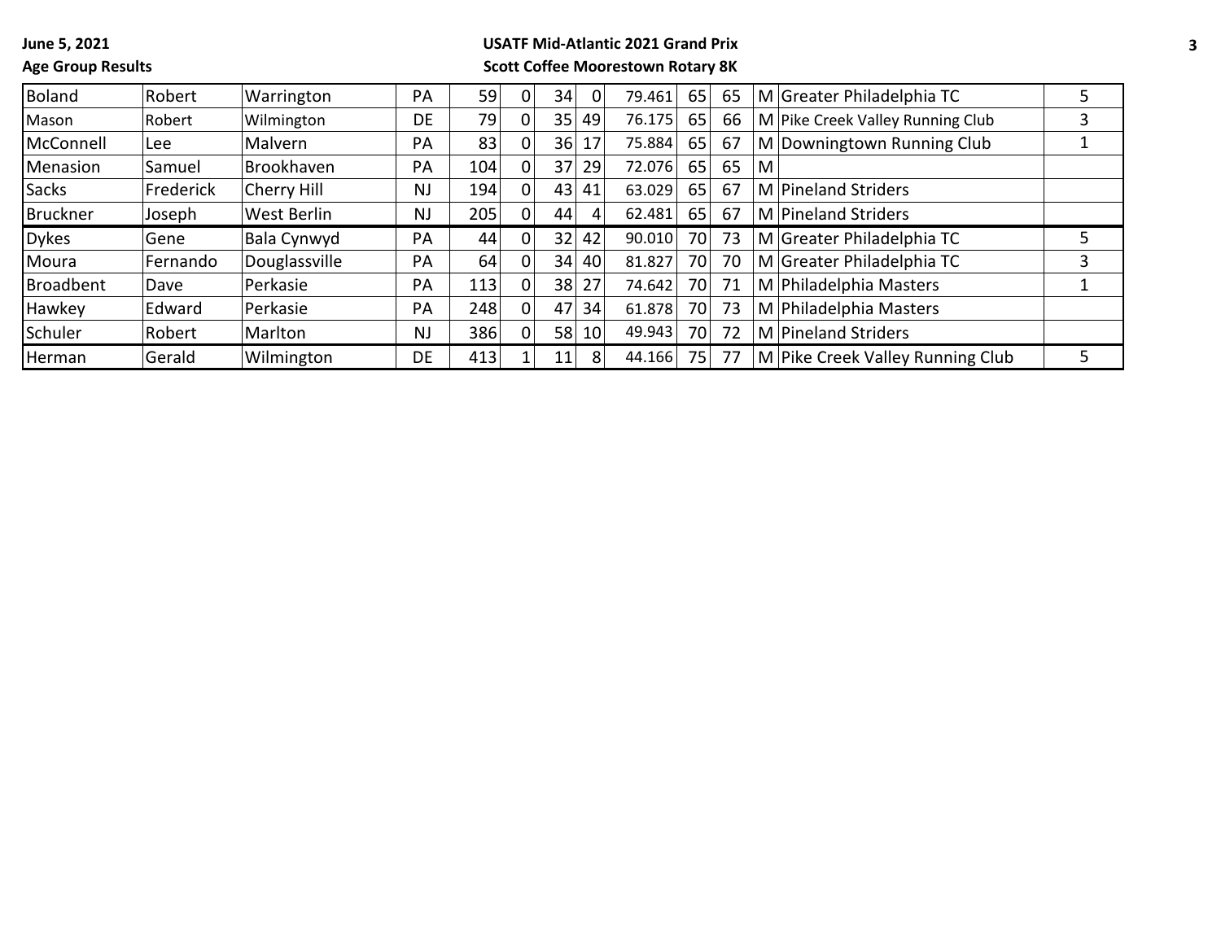**June 5, 2021**

**Age Group Results**

**USATF Mid-Atlantic 2021 Grand Prix**

**Scott Coffee Moorestown Rotary 8K**

| | | | | | | | | | | | | | |
|---|---|---|---|---|---|---|---|---|---|---|---|---|---|
| Boland | Robert | Warrington | PA | 59 | 0 | 34 | 0 | 79.461 | 65 | 65 | M | Greater Philadelphia TC | 5 |
| Mason | Robert | Wilmington | DE | 79 | 0 | 35 | 49 | 76.175 | 65 | 66 | M | Pike Creek Valley Running Club | 3 |
| McConnell | Lee | Malvern | PA | 83 | 0 | 36 | 17 | 75.884 | 65 | 67 | M | Downingtown Running Club | 1 |
| Menasion | Samuel | Brookhaven | PA | 104 | 0 | 37 | 29 | 72.076 | 65 | 65 | M | | |
| Sacks | Frederick | Cherry Hill | NJ | 194 | 0 | 43 | 41 | 63.029 | 65 | 67 | M | Pineland Striders | |
| Bruckner | Joseph | West Berlin | NJ | 205 | 0 | 44 | 4 | 62.481 | 65 | 67 | M | Pineland Striders | |
| Dykes | Gene | Bala Cynwyd | PA | 44 | 0 | 32 | 42 | 90.010 | 70 | 73 | M | Greater Philadelphia TC | 5 |
| Moura | Fernando | Douglassville | PA | 64 | 0 | 34 | 40 | 81.827 | 70 | 70 | M | Greater Philadelphia TC | 3 |
| Broadbent | Dave | Perkasie | PA | 113 | 0 | 38 | 27 | 74.642 | 70 | 71 | M | Philadelphia Masters | 1 |
| Hawkey | Edward | Perkasie | PA | 248 | 0 | 47 | 34 | 61.878 | 70 | 73 | M | Philadelphia Masters | |
| Schuler | Robert | Marlton | NJ | 386 | 0 | 58 | 10 | 49.943 | 70 | 72 | M | Pineland Striders | |
| Herman | Gerald | Wilmington | DE | 413 | 1 | 11 | 8 | 44.166 | 75 | 77 | M | Pike Creek Valley Running Club | 5 |